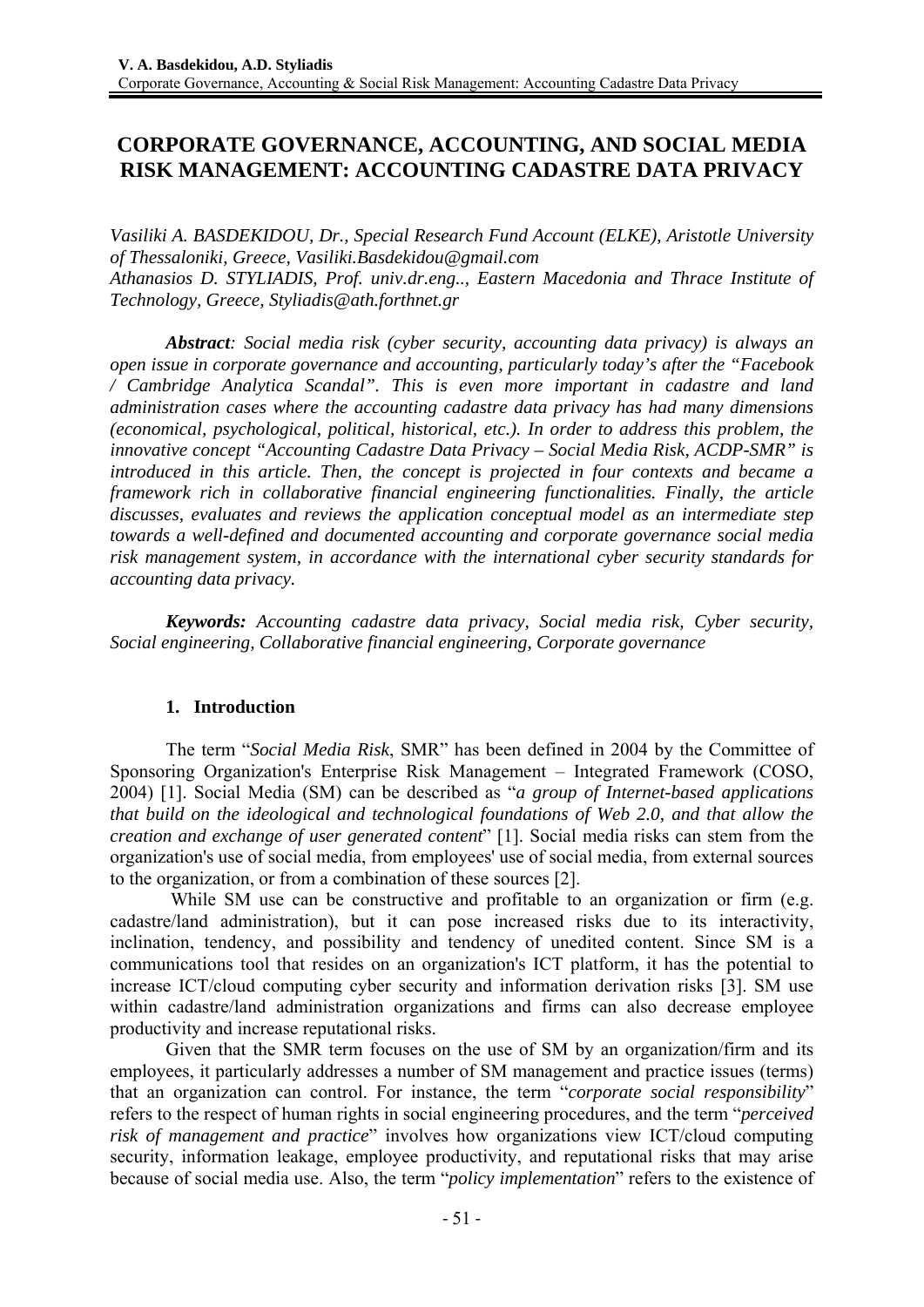# CORPORATE GOVERNANCE, ACCOUNTING, AND SOCIAL MEDIA RISK MANAGEMENT: ACCOUNTING CADASTRE DATA PRIVACY

*Vasiliki A. BASDEKIDOU, Dr., Special Research Fund Account (ELKE), Aristotle University of Thessaloniki, Greece, Vasiliki.Basdekidou@gmail.com*
*Athanasios D. STYLIADIS, Prof. univ.dr.eng.., Eastern Macedonia and Thrace Institute of Technology, Greece, Styliadis@ath.forthnet.gr*

***Abstract**: Social media risk (cyber security, accounting data privacy) is always an open issue in corporate governance and accounting, particularly today's after the "Facebook / Cambridge Analytica Scandal". This is even more important in cadastre and land administration cases where the accounting cadastre data privacy has had many dimensions (economical, psychological, political, historical, etc.). In order to address this problem, the innovative concept "Accounting Cadastre Data Privacy – Social Media Risk, ACDP-SMR" is introduced in this article. Then, the concept is projected in four contexts and became a framework rich in collaborative financial engineering functionalities. Finally, the article discusses, evaluates and reviews the application conceptual model as an intermediate step towards a well-defined and documented accounting and corporate governance social media risk management system, in accordance with the international cyber security standards for accounting data privacy.*

***Keywords:** Accounting cadastre data privacy, Social media risk, Cyber security, Social engineering, Collaborative financial engineering, Corporate governance*

## 1. Introduction

The term "*Social Media Risk*, SMR" has been defined in 2004 by the Committee of Sponsoring Organization's Enterprise Risk Management – Integrated Framework (COSO, 2004) [1]. Social Media (SM) can be described as "*a group of Internet-based applications that build on the ideological and technological foundations of Web 2.0, and that allow the creation and exchange of user generated content*" [1]. Social media risks can stem from the organization's use of social media, from employees' use of social media, from external sources to the organization, or from a combination of these sources [2].

While SM use can be constructive and profitable to an organization or firm (e.g. cadastre/land administration), but it can pose increased risks due to its interactivity, inclination, tendency, and possibility and tendency of unedited content. Since SM is a communications tool that resides on an organization's ICT platform, it has the potential to increase ICT/cloud computing cyber security and information derivation risks [3]. SM use within cadastre/land administration organizations and firms can also decrease employee productivity and increase reputational risks.

Given that the SMR term focuses on the use of SM by an organization/firm and its employees, it particularly addresses a number of SM management and practice issues (terms) that an organization can control. For instance, the term "*corporate social responsibility*" refers to the respect of human rights in social engineering procedures, and the term "*perceived risk of management and practice*" involves how organizations view ICT/cloud computing security, information leakage, employee productivity, and reputational risks that may arise because of social media use. Also, the term "*policy implementation*" refers to the existence of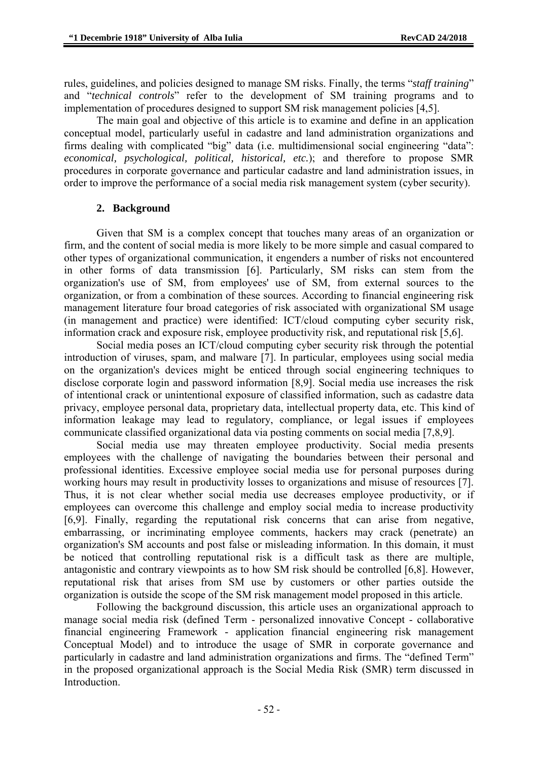rules, guidelines, and policies designed to manage SM risks. Finally, the terms "*staff training*" and "*technical controls*" refer to the development of SM training programs and to implementation of procedures designed to support SM risk management policies [4,5].

The main goal and objective of this article is to examine and define in an application conceptual model, particularly useful in cadastre and land administration organizations and firms dealing with complicated "big" data (i.e. multidimensional social engineering "data": *economical, psychological, political, historical, etc.*); and therefore to propose SMR procedures in corporate governance and particular cadastre and land administration issues, in order to improve the performance of a social media risk management system (cyber security).

## 2. Background

Given that SM is a complex concept that touches many areas of an organization or firm, and the content of social media is more likely to be more simple and casual compared to other types of organizational communication, it engenders a number of risks not encountered in other forms of data transmission [6]. Particularly, SM risks can stem from the organization's use of SM, from employees' use of SM, from external sources to the organization, or from a combination of these sources. According to financial engineering risk management literature four broad categories of risk associated with organizational SM usage (in management and practice) were identified: ICT/cloud computing cyber security risk, information crack and exposure risk, employee productivity risk, and reputational risk [5,6].

Social media poses an ICT/cloud computing cyber security risk through the potential introduction of viruses, spam, and malware [7]. In particular, employees using social media on the organization's devices might be enticed through social engineering techniques to disclose corporate login and password information [8,9]. Social media use increases the risk of intentional crack or unintentional exposure of classified information, such as cadastre data privacy, employee personal data, proprietary data, intellectual property data, etc. This kind of information leakage may lead to regulatory, compliance, or legal issues if employees communicate classified organizational data via posting comments on social media [7,8,9].

Social media use may threaten employee productivity. Social media presents employees with the challenge of navigating the boundaries between their personal and professional identities. Excessive employee social media use for personal purposes during working hours may result in productivity losses to organizations and misuse of resources [7]. Thus, it is not clear whether social media use decreases employee productivity, or if employees can overcome this challenge and employ social media to increase productivity [6,9]. Finally, regarding the reputational risk concerns that can arise from negative, embarrassing, or incriminating employee comments, hackers may crack (penetrate) an organization's SM accounts and post false or misleading information. In this domain, it must be noticed that controlling reputational risk is a difficult task as there are multiple, antagonistic and contrary viewpoints as to how SM risk should be controlled [6,8]. However, reputational risk that arises from SM use by customers or other parties outside the organization is outside the scope of the SM risk management model proposed in this article.

Following the background discussion, this article uses an organizational approach to manage social media risk (defined Term - personalized innovative Concept - collaborative financial engineering Framework - application financial engineering risk management Conceptual Model) and to introduce the usage of SMR in corporate governance and particularly in cadastre and land administration organizations and firms. The "defined Term" in the proposed organizational approach is the Social Media Risk (SMR) term discussed in Introduction.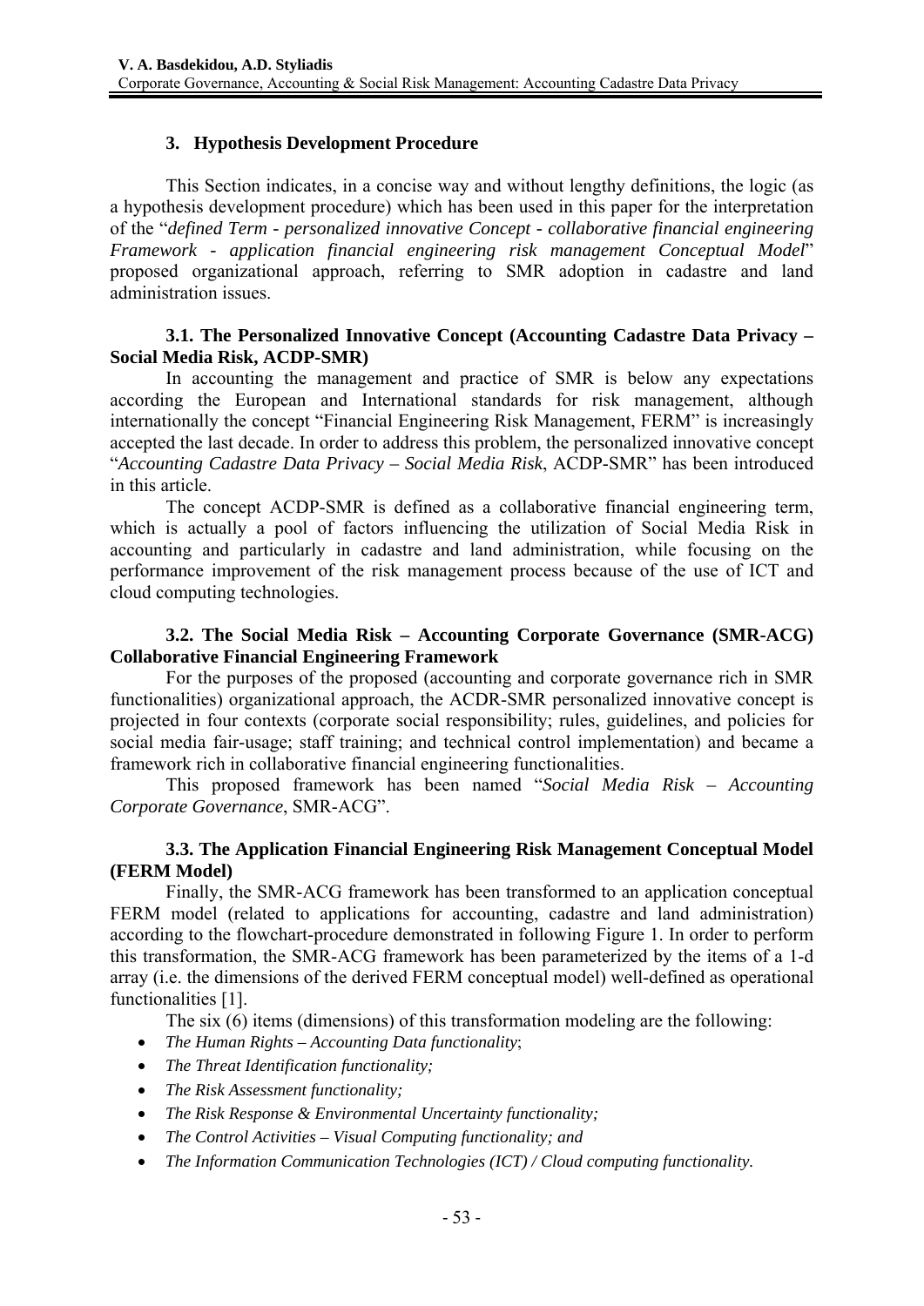## 3. Hypothesis Development Procedure

This Section indicates, in a concise way and without lengthy definitions, the logic (as a hypothesis development procedure) which has been used in this paper for the interpretation of the "*defined Term - personalized innovative Concept - collaborative financial engineering Framework - application financial engineering risk management Conceptual Model*" proposed organizational approach, referring to SMR adoption in cadastre and land administration issues.

### 3.1. The Personalized Innovative Concept (Accounting Cadastre Data Privacy – Social Media Risk, ACDP-SMR)

In accounting the management and practice of SMR is below any expectations according the European and International standards for risk management, although internationally the concept "Financial Engineering Risk Management, FERM" is increasingly accepted the last decade. In order to address this problem, the personalized innovative concept "*Accounting Cadastre Data Privacy – Social Media Risk*, ACDP-SMR" has been introduced in this article.

The concept ACDP-SMR is defined as a collaborative financial engineering term, which is actually a pool of factors influencing the utilization of Social Media Risk in accounting and particularly in cadastre and land administration, while focusing on the performance improvement of the risk management process because of the use of ICT and cloud computing technologies.

### 3.2. The Social Media Risk – Accounting Corporate Governance (SMR-ACG) Collaborative Financial Engineering Framework

For the purposes of the proposed (accounting and corporate governance rich in SMR functionalities) organizational approach, the ACDR-SMR personalized innovative concept is projected in four contexts (corporate social responsibility; rules, guidelines, and policies for social media fair-usage; staff training; and technical control implementation) and became a framework rich in collaborative financial engineering functionalities.

This proposed framework has been named "*Social Media Risk – Accounting Corporate Governance*, SMR-ACG".

### 3.3. The Application Financial Engineering Risk Management Conceptual Model (FERM Model)

Finally, the SMR-ACG framework has been transformed to an application conceptual FERM model (related to applications for accounting, cadastre and land administration) according to the flowchart-procedure demonstrated in following Figure 1. In order to perform this transformation, the SMR-ACG framework has been parameterized by the items of a 1-d array (i.e. the dimensions of the derived FERM conceptual model) well-defined as operational functionalities [1].

The six (6) items (dimensions) of this transformation modeling are the following:

- *The Human Rights – Accounting Data functionality*;
- *The Threat Identification functionality;*
- *The Risk Assessment functionality;*
- *The Risk Response & Environmental Uncertainty functionality;*
- *The Control Activities – Visual Computing functionality; and*
- *The Information Communication Technologies (ICT) / Cloud computing functionality.*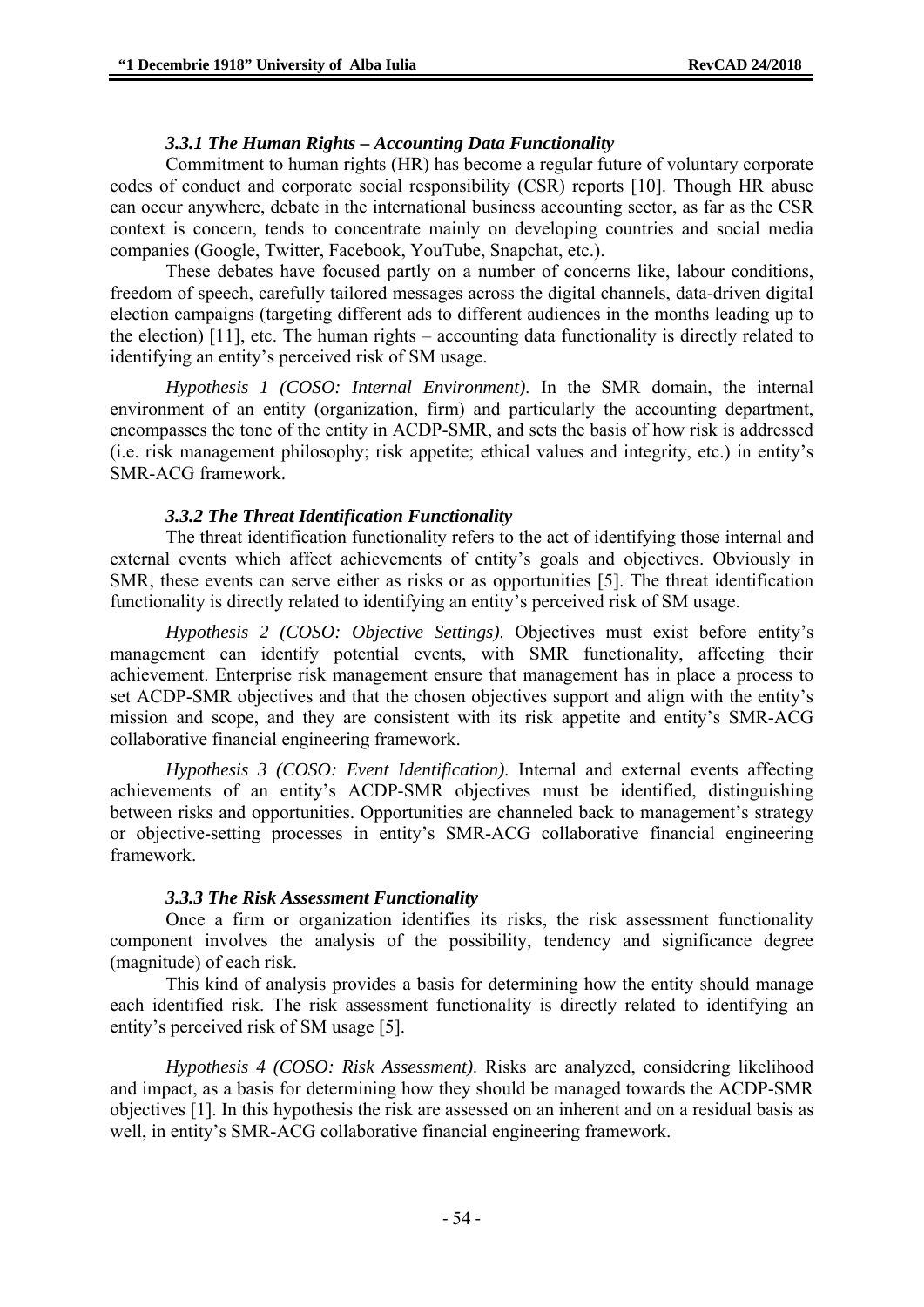### *3.3.1 The Human Rights – Accounting Data Functionality*

Commitment to human rights (HR) has become a regular future of voluntary corporate codes of conduct and corporate social responsibility (CSR) reports [10]. Though HR abuse can occur anywhere, debate in the international business accounting sector, as far as the CSR context is concern, tends to concentrate mainly on developing countries and social media companies (Google, Twitter, Facebook, YouTube, Snapchat, etc.).

These debates have focused partly on a number of concerns like, labour conditions, freedom of speech, carefully tailored messages across the digital channels, data-driven digital election campaigns (targeting different ads to different audiences in the months leading up to the election) [11], etc. The human rights – accounting data functionality is directly related to identifying an entity's perceived risk of SM usage.

*Hypothesis 1 (COSO: Internal Environment).* In the SMR domain, the internal environment of an entity (organization, firm) and particularly the accounting department, encompasses the tone of the entity in ACDP-SMR, and sets the basis of how risk is addressed (i.e. risk management philosophy; risk appetite; ethical values and integrity, etc.) in entity's SMR-ACG framework.

### *3.3.2 The Threat Identification Functionality*

The threat identification functionality refers to the act of identifying those internal and external events which affect achievements of entity's goals and objectives. Obviously in SMR, these events can serve either as risks or as opportunities [5]. The threat identification functionality is directly related to identifying an entity's perceived risk of SM usage.

*Hypothesis 2 (COSO: Objective Settings).* Objectives must exist before entity's management can identify potential events, with SMR functionality, affecting their achievement. Enterprise risk management ensure that management has in place a process to set ACDP-SMR objectives and that the chosen objectives support and align with the entity's mission and scope, and they are consistent with its risk appetite and entity's SMR-ACG collaborative financial engineering framework.

*Hypothesis 3 (COSO: Event Identification).* Internal and external events affecting achievements of an entity's ACDP-SMR objectives must be identified, distinguishing between risks and opportunities. Opportunities are channeled back to management's strategy or objective-setting processes in entity's SMR-ACG collaborative financial engineering framework.

### *3.3.3 The Risk Assessment Functionality*

Once a firm or organization identifies its risks, the risk assessment functionality component involves the analysis of the possibility, tendency and significance degree (magnitude) of each risk.

This kind of analysis provides a basis for determining how the entity should manage each identified risk. The risk assessment functionality is directly related to identifying an entity's perceived risk of SM usage [5].

*Hypothesis 4 (COSO: Risk Assessment).* Risks are analyzed, considering likelihood and impact, as a basis for determining how they should be managed towards the ACDP-SMR objectives [1]. In this hypothesis the risk are assessed on an inherent and on a residual basis as well, in entity's SMR-ACG collaborative financial engineering framework.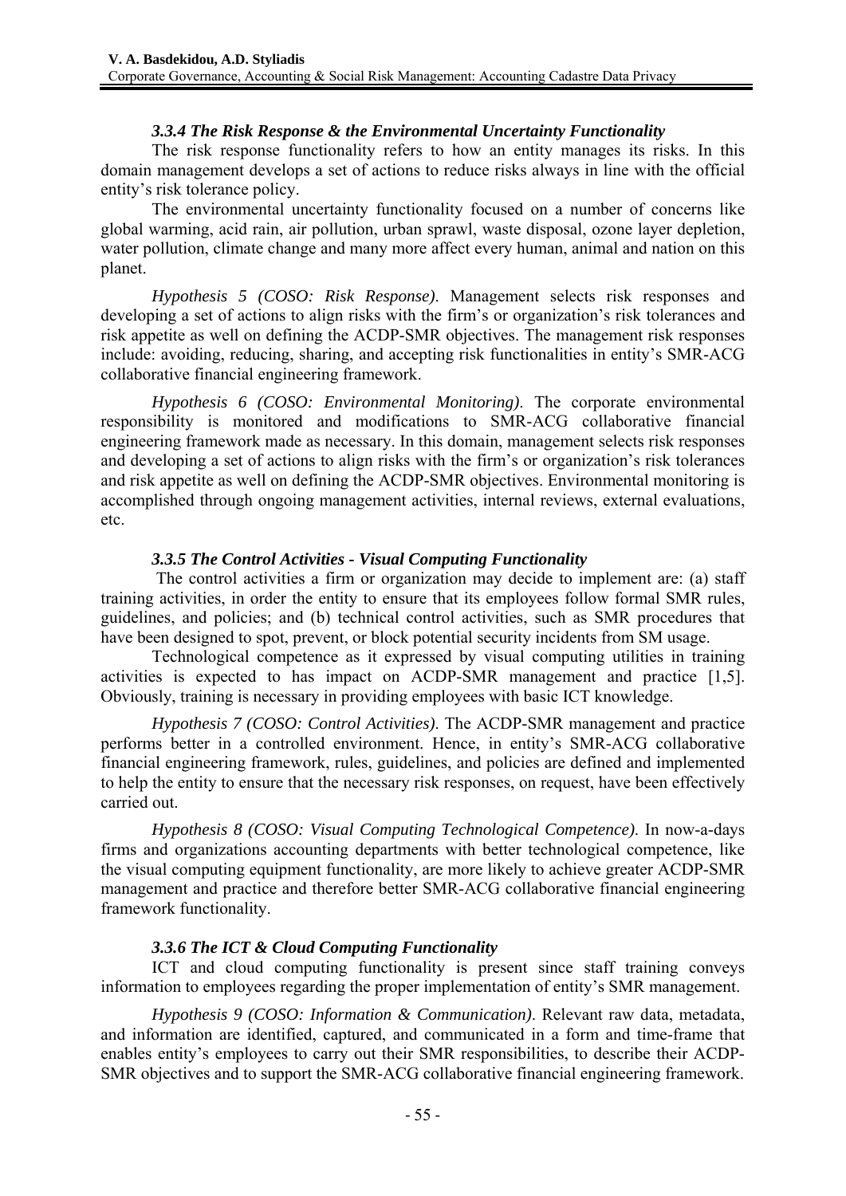### *3.3.4 The Risk Response & the Environmental Uncertainty Functionality*

The risk response functionality refers to how an entity manages its risks. In this domain management develops a set of actions to reduce risks always in line with the official entity's risk tolerance policy.

The environmental uncertainty functionality focused on a number of concerns like global warming, acid rain, air pollution, urban sprawl, waste disposal, ozone layer depletion, water pollution, climate change and many more affect every human, animal and nation on this planet.

*Hypothesis 5 (COSO: Risk Response)*. Management selects risk responses and developing a set of actions to align risks with the firm's or organization's risk tolerances and risk appetite as well on defining the ACDP-SMR objectives. The management risk responses include: avoiding, reducing, sharing, and accepting risk functionalities in entity's SMR-ACG collaborative financial engineering framework.

*Hypothesis 6 (COSO: Environmental Monitoring)*. The corporate environmental responsibility is monitored and modifications to SMR-ACG collaborative financial engineering framework made as necessary. In this domain, management selects risk responses and developing a set of actions to align risks with the firm's or organization's risk tolerances and risk appetite as well on defining the ACDP-SMR objectives. Environmental monitoring is accomplished through ongoing management activities, internal reviews, external evaluations, etc.

### *3.3.5 The Control Activities - Visual Computing Functionality*

The control activities a firm or organization may decide to implement are: (a) staff training activities, in order the entity to ensure that its employees follow formal SMR rules, guidelines, and policies; and (b) technical control activities, such as SMR procedures that have been designed to spot, prevent, or block potential security incidents from SM usage.

Technological competence as it expressed by visual computing utilities in training activities is expected to has impact on ACDP-SMR management and practice [1,5]. Obviously, training is necessary in providing employees with basic ICT knowledge.

*Hypothesis 7 (COSO: Control Activities)*. The ACDP-SMR management and practice performs better in a controlled environment. Hence, in entity's SMR-ACG collaborative financial engineering framework, rules, guidelines, and policies are defined and implemented to help the entity to ensure that the necessary risk responses, on request, have been effectively carried out.

*Hypothesis 8 (COSO: Visual Computing Technological Competence)*. In now-a-days firms and organizations accounting departments with better technological competence, like the visual computing equipment functionality, are more likely to achieve greater ACDP-SMR management and practice and therefore better SMR-ACG collaborative financial engineering framework functionality.

### *3.3.6 The ICT & Cloud Computing Functionality*

ICT and cloud computing functionality is present since staff training conveys information to employees regarding the proper implementation of entity's SMR management.

*Hypothesis 9 (COSO: Information & Communication)*. Relevant raw data, metadata, and information are identified, captured, and communicated in a form and time-frame that enables entity's employees to carry out their SMR responsibilities, to describe their ACDP-SMR objectives and to support the SMR-ACG collaborative financial engineering framework.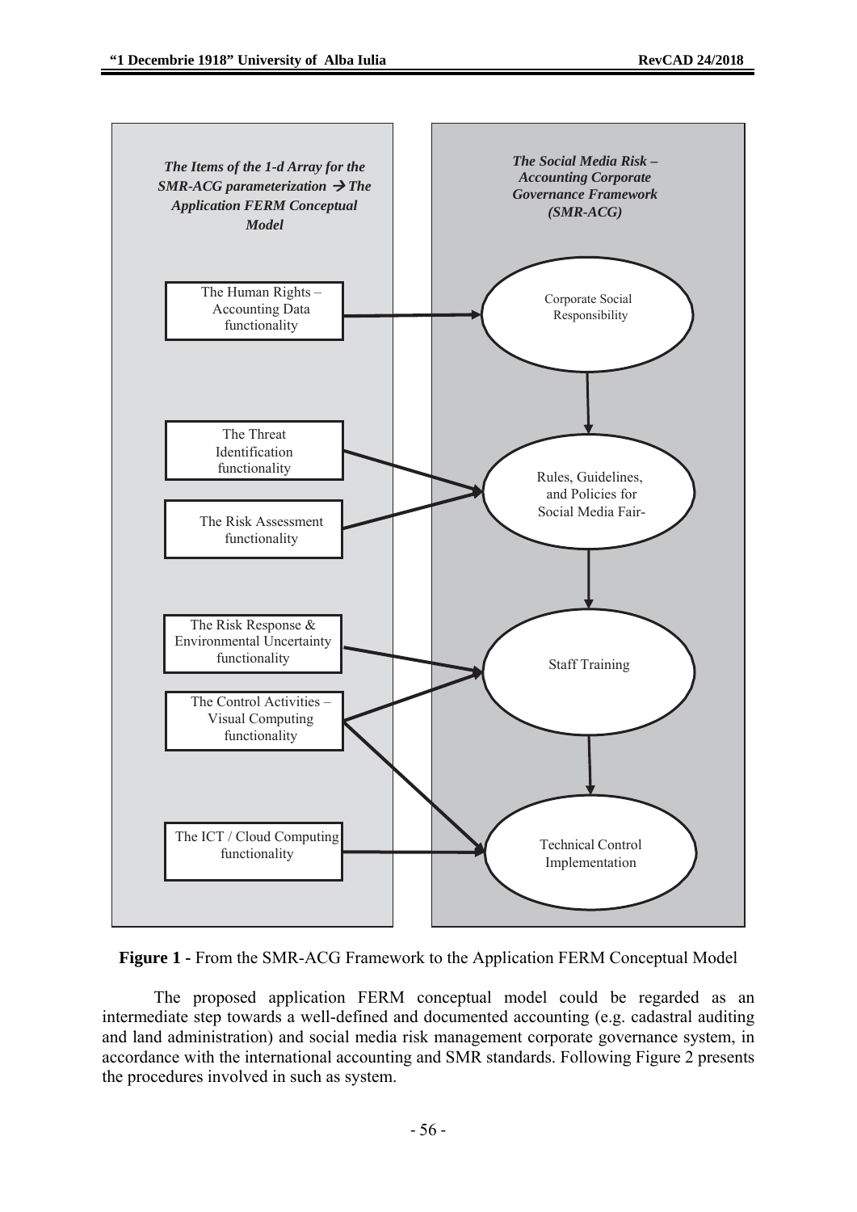| The Items of the 1-d Array for the SMR-ACG parameterization → The Application FERM Conceptual Model | | The Social Media Risk – Accounting Corporate Governance Framework (SMR-ACG) |
|---|---|---|
| The Human Rights – Accounting Data functionality | → | Corporate Social Responsibility |
| The Threat Identification functionality | → | Rules, Guidelines, and Policies for Social Media Fair- |
| The Risk Assessment functionality | → | Rules, Guidelines, and Policies for Social Media Fair- |
| The Risk Response & Environmental Uncertainty functionality | → | Staff Training |
| The Control Activities – Visual Computing functionality | → | Staff Training; Technical Control Implementation |
| The ICT / Cloud Computing functionality | → | Technical Control Implementation |

**Figure 1 -** From the SMR-ACG Framework to the Application FERM Conceptual Model

The proposed application FERM conceptual model could be regarded as an intermediate step towards a well-defined and documented accounting (e.g. cadastral auditing and land administration) and social media risk management corporate governance system, in accordance with the international accounting and SMR standards. Following Figure 2 presents the procedures involved in such as system.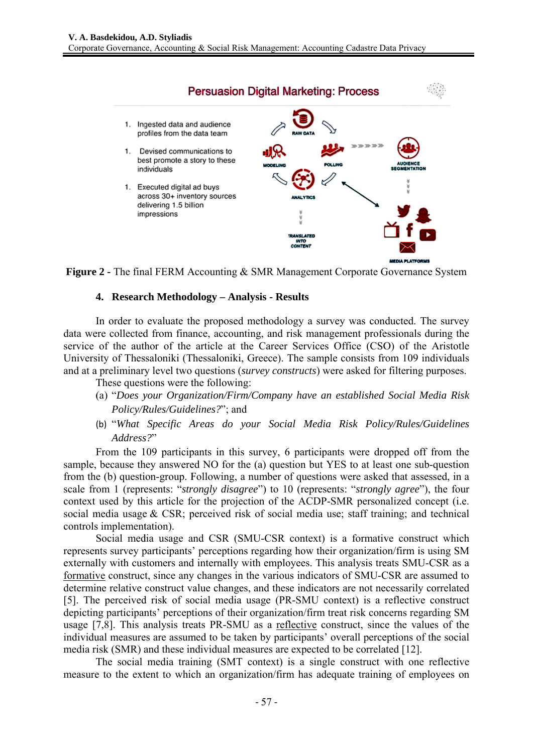**Figure 2 -** The final FERM Accounting & SMR Management Corporate Governance System

## 4. Research Methodology – Analysis - Results

In order to evaluate the proposed methodology a survey was conducted. The survey data were collected from finance, accounting, and risk management professionals during the service of the author of the article at the Career Services Office (CSO) of the Aristotle University of Thessaloniki (Thessaloniki, Greece). The sample consists from 109 individuals and at a preliminary level two questions (*survey constructs*) were asked for filtering purposes. These questions were the following:

(a) "*Does your Organization/Firm/Company have an established Social Media Risk Policy/Rules/Guidelines?*"; and

(b) "*What Specific Areas do your Social Media Risk Policy/Rules/Guidelines Address?*"

From the 109 participants in this survey, 6 participants were dropped off from the sample, because they answered NO for the (a) question but YES to at least one sub-question from the (b) question-group. Following, a number of questions were asked that assessed, in a scale from 1 (represents: "*strongly disagree*") to 10 (represents: "*strongly agree*"), the four context used by this article for the projection of the ACDP-SMR personalized concept (i.e. social media usage & CSR; perceived risk of social media use; staff training; and technical controls implementation).

Social media usage and CSR (SMU-CSR context) is a formative construct which represents survey participants' perceptions regarding how their organization/firm is using SM externally with customers and internally with employees. This analysis treats SMU-CSR as a formative construct, since any changes in the various indicators of SMU-CSR are assumed to determine relative construct value changes, and these indicators are not necessarily correlated [5]. The perceived risk of social media usage (PR-SMU context) is a reflective construct depicting participants' perceptions of their organization/firm treat risk concerns regarding SM usage [7,8]. This analysis treats PR-SMU as a reflective construct, since the values of the individual measures are assumed to be taken by participants' overall perceptions of the social media risk (SMR) and these individual measures are expected to be correlated [12].

The social media training (SMT context) is a single construct with one reflective measure to the extent to which an organization/firm has adequate training of employees on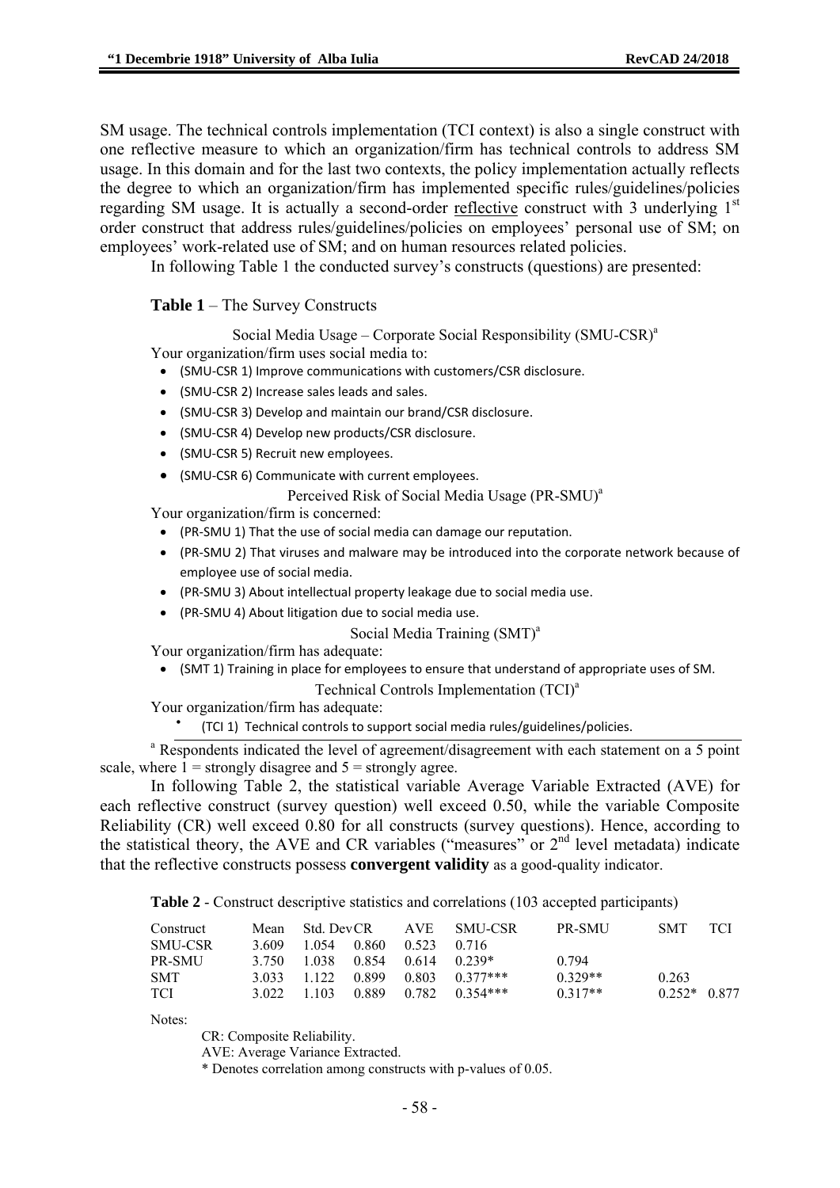SM usage. The technical controls implementation (TCI context) is also a single construct with one reflective measure to which an organization/firm has technical controls to address SM usage. In this domain and for the last two contexts, the policy implementation actually reflects the degree to which an organization/firm has implemented specific rules/guidelines/policies regarding SM usage. It is actually a second-order reflective construct with 3 underlying 1st order construct that address rules/guidelines/policies on employees' personal use of SM; on employees' work-related use of SM; and on human resources related policies.

In following Table 1 the conducted survey's constructs (questions) are presented:

**Table 1** – The Survey Constructs

Social Media Usage – Corporate Social Responsibility (SMU-CSR)[a]

Your organization/firm uses social media to:

- (SMU-CSR 1) Improve communications with customers/CSR disclosure.
- (SMU-CSR 2) Increase sales leads and sales.
- (SMU-CSR 3) Develop and maintain our brand/CSR disclosure.
- (SMU-CSR 4) Develop new products/CSR disclosure.
- (SMU-CSR 5) Recruit new employees.
- (SMU-CSR 6) Communicate with current employees.

Perceived Risk of Social Media Usage (PR-SMU)[a]

Your organization/firm is concerned:

- (PR-SMU 1) That the use of social media can damage our reputation.
- (PR-SMU 2) That viruses and malware may be introduced into the corporate network because of employee use of social media.
- (PR-SMU 3) About intellectual property leakage due to social media use.
- (PR-SMU 4) About litigation due to social media use.

Social Media Training (SMT)[a]

Your organization/firm has adequate:

- (SMT 1) Training in place for employees to ensure that understand of appropriate uses of SM.

Technical Controls Implementation (TCI)[a]

Your organization/firm has adequate:

- (TCI 1) Technical controls to support social media rules/guidelines/policies.

[a] Respondents indicated the level of agreement/disagreement with each statement on a 5 point scale, where 1 = strongly disagree and 5 = strongly agree.

In following Table 2, the statistical variable Average Variable Extracted (AVE) for each reflective construct (survey question) well exceed 0.50, while the variable Composite Reliability (CR) well exceed 0.80 for all constructs (survey questions). Hence, according to the statistical theory, the AVE and CR variables ("measures" or 2nd level metadata) indicate that the reflective constructs possess **convergent validity** as a good-quality indicator.

**Table 2** - Construct descriptive statistics and correlations (103 accepted participants)

| Construct | Mean | Std. Dev | CR | AVE | SMU-CSR | PR-SMU | SMT | TCI |
|---|---|---|---|---|---|---|---|---|
| SMU-CSR | 3.609 | 1.054 | 0.860 | 0.523 | 0.716 | | | |
| PR-SMU | 3.750 | 1.038 | 0.854 | 0.614 | 0.239* | 0.794 | | |
| SMT | 3.033 | 1.122 | 0.899 | 0.803 | 0.377*** | 0.329** | 0.263 | |
| TCI | 3.022 | 1.103 | 0.889 | 0.782 | 0.354*** | 0.317** | 0.252* | 0.877 |

Notes:

CR: Composite Reliability.

AVE: Average Variance Extracted.

* Denotes correlation among constructs with p-values of 0.05.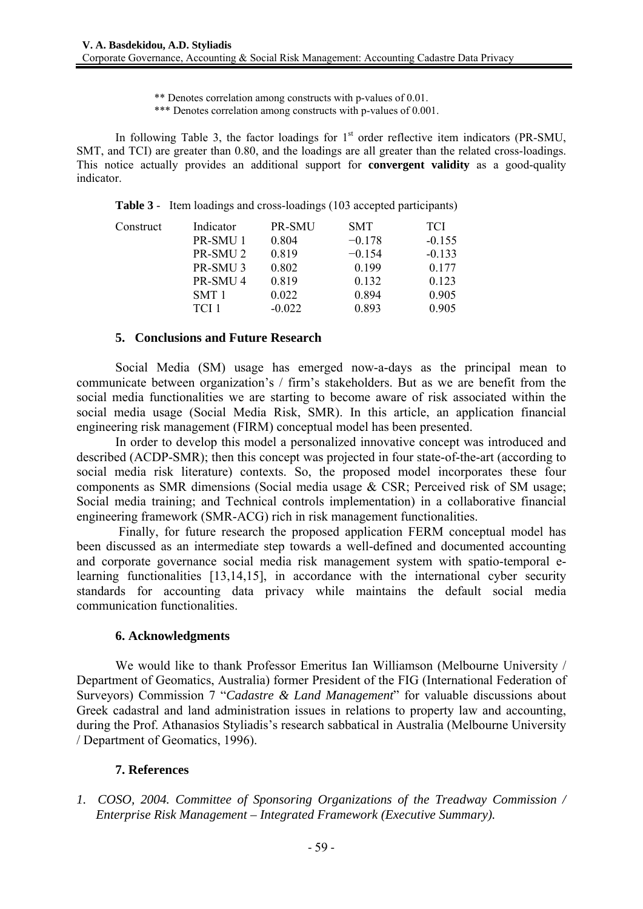** Denotes correlation among constructs with p-values of 0.01.

*** Denotes correlation among constructs with p-values of 0.001.

In following Table 3, the factor loadings for 1st order reflective item indicators (PR-SMU, SMT, and TCI) are greater than 0.80, and the loadings are all greater than the related cross-loadings. This notice actually provides an additional support for **convergent validity** as a good-quality indicator.

**Table 3** - Item loadings and cross-loadings (103 accepted participants)

| Construct | Indicator | PR-SMU | SMT | TCI |
|---|---|---|---|---|
| | PR-SMU 1 | 0.804 | −0.178 | -0.155 |
| | PR-SMU 2 | 0.819 | −0.154 | -0.133 |
| | PR-SMU 3 | 0.802 | 0.199 | 0.177 |
| | PR-SMU 4 | 0.819 | 0.132 | 0.123 |
| | SMT 1 | 0.022 | 0.894 | 0.905 |
| | TCI 1 | -0.022 | 0.893 | 0.905 |

## 5. Conclusions and Future Research

Social Media (SM) usage has emerged now-a-days as the principal mean to communicate between organization's / firm's stakeholders. But as we are benefit from the social media functionalities we are starting to become aware of risk associated within the social media usage (Social Media Risk, SMR). In this article, an application financial engineering risk management (FIRM) conceptual model has been presented.

In order to develop this model a personalized innovative concept was introduced and described (ACDP-SMR); then this concept was projected in four state-of-the-art (according to social media risk literature) contexts. So, the proposed model incorporates these four components as SMR dimensions (Social media usage & CSR; Perceived risk of SM usage; Social media training; and Technical controls implementation) in a collaborative financial engineering framework (SMR-ACG) rich in risk management functionalities.

Finally, for future research the proposed application FERM conceptual model has been discussed as an intermediate step towards a well-defined and documented accounting and corporate governance social media risk management system with spatio-temporal e-learning functionalities [13,14,15], in accordance with the international cyber security standards for accounting data privacy while maintains the default social media communication functionalities.

## 6. Acknowledgments

We would like to thank Professor Emeritus Ian Williamson (Melbourne University / Department of Geomatics, Australia) former President of the FIG (International Federation of Surveyors) Commission 7 "*Cadastre & Land Management*" for valuable discussions about Greek cadastral and land administration issues in relations to property law and accounting, during the Prof. Athanasios Styliadis's research sabbatical in Australia (Melbourne University / Department of Geomatics, 1996).

## 7. References

1. *COSO, 2004. Committee of Sponsoring Organizations of the Treadway Commission / Enterprise Risk Management – Integrated Framework (Executive Summary).*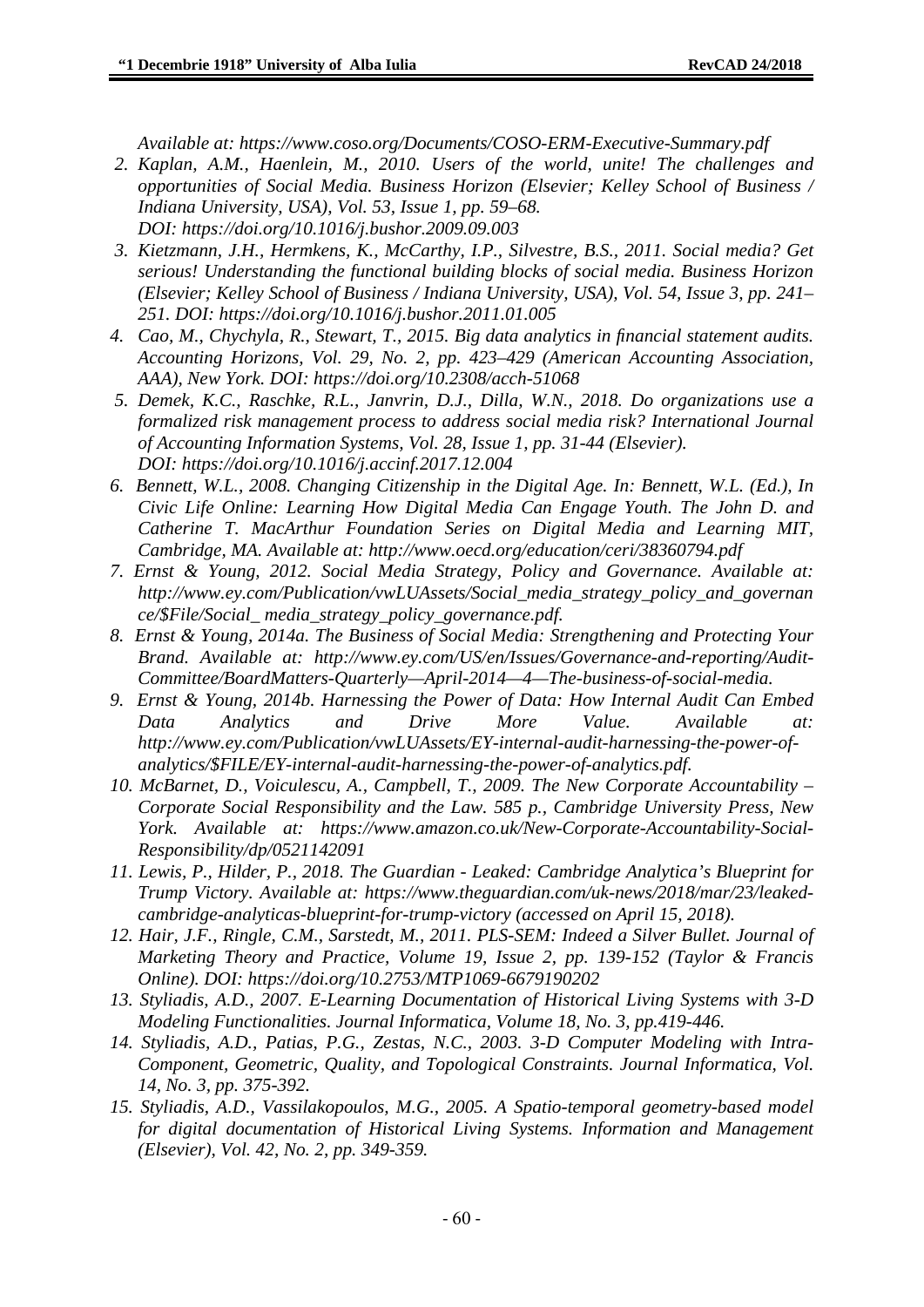*Available at: https://www.coso.org/Documents/COSO-ERM-Executive-Summary.pdf*

2. *Kaplan, A.M., Haenlein, M., 2010. Users of the world, unite! The challenges and opportunities of Social Media. Business Horizon (Elsevier; Kelley School of Business / Indiana University, USA), Vol. 53, Issue 1, pp. 59–68. DOI: https://doi.org/10.1016/j.bushor.2009.09.003*
3. *Kietzmann, J.H., Hermkens, K., McCarthy, I.P., Silvestre, B.S., 2011. Social media? Get serious! Understanding the functional building blocks of social media. Business Horizon (Elsevier; Kelley School of Business / Indiana University, USA), Vol. 54, Issue 3, pp. 241–251. DOI: https://doi.org/10.1016/j.bushor.2011.01.005*
4. *Cao, M., Chychyla, R., Stewart, T., 2015. Big data analytics in financial statement audits. Accounting Horizons, Vol. 29, No. 2, pp. 423–429 (American Accounting Association, AAA), New York. DOI: https://doi.org/10.2308/acch-51068*
5. *Demek, K.C., Raschke, R.L., Janvrin, D.J., Dilla, W.N., 2018. Do organizations use a formalized risk management process to address social media risk? International Journal of Accounting Information Systems, Vol. 28, Issue 1, pp. 31-44 (Elsevier). DOI: https://doi.org/10.1016/j.accinf.2017.12.004*
6. *Bennett, W.L., 2008. Changing Citizenship in the Digital Age. In: Bennett, W.L. (Ed.), In Civic Life Online: Learning How Digital Media Can Engage Youth. The John D. and Catherine T. MacArthur Foundation Series on Digital Media and Learning MIT, Cambridge, MA. Available at: http://www.oecd.org/education/ceri/38360794.pdf*
7. *Ernst & Young, 2012. Social Media Strategy, Policy and Governance. Available at: http://www.ey.com/Publication/vwLUAssets/Social_media_strategy_policy_and_governance/$File/Social_ media_strategy_policy_governance.pdf.*
8. *Ernst & Young, 2014a. The Business of Social Media: Strengthening and Protecting Your Brand. Available at: http://www.ey.com/US/en/Issues/Governance-and-reporting/Audit-Committee/BoardMatters-Quarterly—April-2014—4—The-business-of-social-media.*
9. *Ernst & Young, 2014b. Harnessing the Power of Data: How Internal Audit Can Embed Data Analytics and Drive More Value. Available at: http://www.ey.com/Publication/vwLUAssets/EY-internal-audit-harnessing-the-power-of-analytics/$FILE/EY-internal-audit-harnessing-the-power-of-analytics.pdf.*
10. *McBarnet, D., Voiculescu, A., Campbell, T., 2009. The New Corporate Accountability – Corporate Social Responsibility and the Law. 585 p., Cambridge University Press, New York. Available at: https://www.amazon.co.uk/New-Corporate-Accountability-Social-Responsibility/dp/0521142091*
11. *Lewis, P., Hilder, P., 2018. The Guardian - Leaked: Cambridge Analytica's Blueprint for Trump Victory. Available at: https://www.theguardian.com/uk-news/2018/mar/23/leaked-cambridge-analyticas-blueprint-for-trump-victory (accessed on April 15, 2018).*
12. *Hair, J.F., Ringle, C.M., Sarstedt, M., 2011. PLS-SEM: Indeed a Silver Bullet. Journal of Marketing Theory and Practice, Volume 19, Issue 2, pp. 139-152 (Taylor & Francis Online). DOI: https://doi.org/10.2753/MTP1069-6679190202*
13. *Styliadis, A.D., 2007. E-Learning Documentation of Historical Living Systems with 3-D Modeling Functionalities. Journal Informatica, Volume 18, No. 3, pp.419-446.*
14. *Styliadis, A.D., Patias, P.G., Zestas, N.C., 2003. 3-D Computer Modeling with Intra-Component, Geometric, Quality, and Topological Constraints. Journal Informatica, Vol. 14, No. 3, pp. 375-392.*
15. *Styliadis, A.D., Vassilakopoulos, M.G., 2005. A Spatio-temporal geometry-based model for digital documentation of Historical Living Systems. Information and Management (Elsevier), Vol. 42, No. 2, pp. 349-359.*